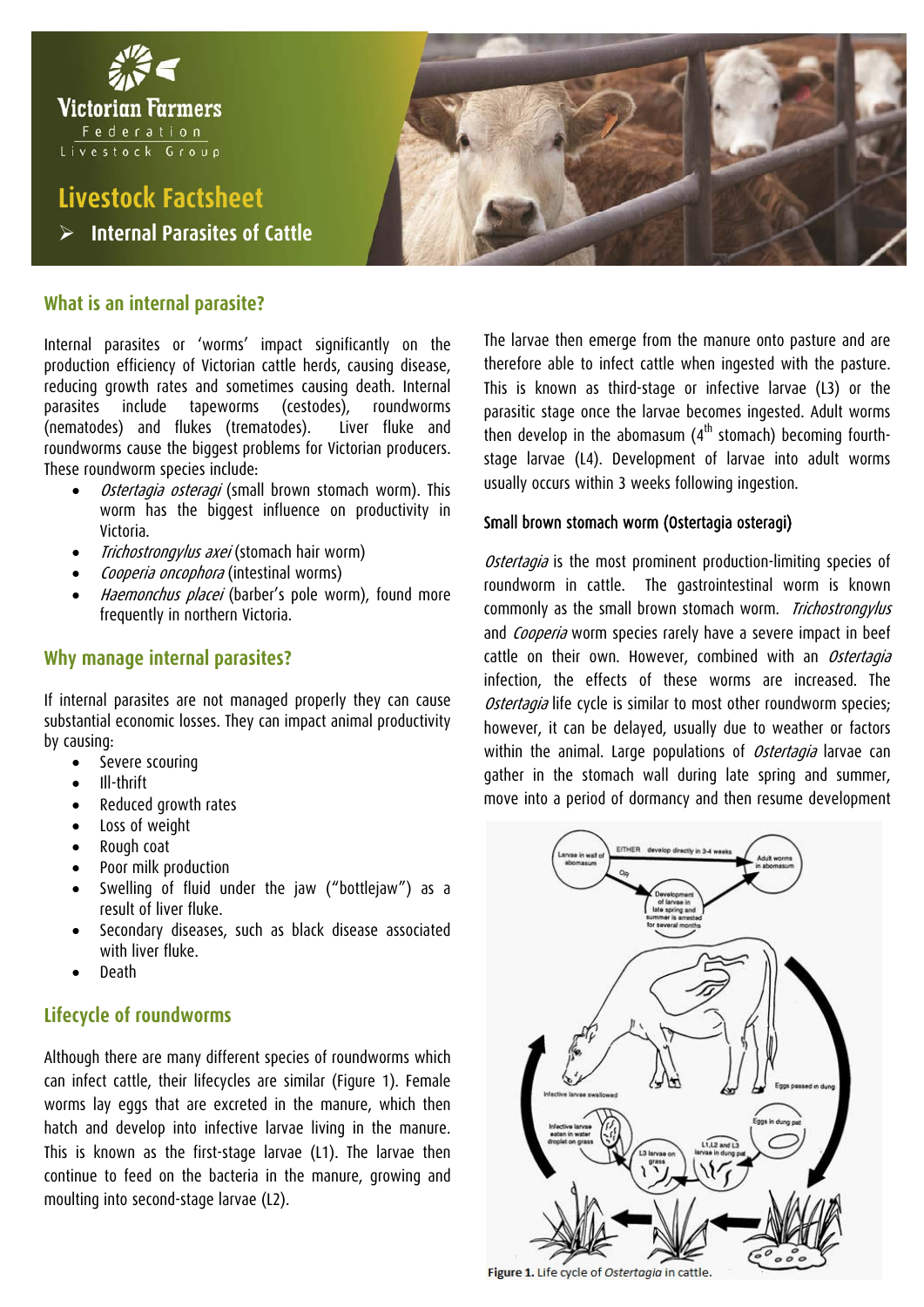Victorian Farmers Federation Livestock Group

# Livestock Factsheet

➢ **Internal Parasites of Cattle**

## What is an internal parasite?

Internal parasites or 'worms' impact significantly on the production efficiency of Victorian cattle herds, causing disease, reducing growth rates and sometimes causing death. Internal parasites include tapeworms (cestodes), roundworms (nematodes) and flukes (trematodes). Liver fluke and roundworms cause the biggest problems for Victorian producers. These roundworm species include:

- *Ostertagia osteragi* (small brown stomach worm). This worm has the biggest influence on productivity in Victoria.
- *Trichostrongylus axei* (stomach hair worm)
- *Cooperia oncophora* (intestinal worms)
- *Haemonchus placei* (barber's pole worm), found more frequently in northern Victoria.

## Why manage internal parasites?

If internal parasites are not managed properly they can cause substantial economic losses. They can impact animal productivity by causing:

- Severe scouring
- Ill-thrift
- Reduced growth rates
- Loss of weight
- Rough coat
- Poor milk production
- Swelling of fluid under the jaw ("bottlejaw") as a result of liver fluke.
- Secondary diseases, such as black disease associated with liver fluke.
- Death

## Lifecycle of roundworms

Although there are many different species of roundworms which can infect cattle, their lifecycles are similar (Figure 1). Female worms lay eggs that are excreted in the manure, which then hatch and develop into infective larvae living in the manure. This is known as the first-stage larvae (L1). The larvae then continue to feed on the bacteria in the manure, growing and moulting into second-stage larvae (L2).

The larvae then emerge from the manure onto pasture and are therefore able to infect cattle when ingested with the pasture. This is known as third-stage or infective larvae (L3) or the parasitic stage once the larvae becomes ingested. Adult worms then develop in the abomasum (4th stomach) becoming fourth-stage larvae (L4). Development of larvae into adult worms usually occurs within 3 weeks following ingestion.

### Small brown stomach worm (Ostertagia osteragi)

*Ostertagia* is the most prominent production-limiting species of roundworm in cattle. The gastrointestinal worm is known commonly as the small brown stomach worm. *Trichostrongylus* and *Cooperia* worm species rarely have a severe impact in beef cattle on their own. However, combined with an *Ostertagia* infection, the effects of these worms are increased. The *Ostertagia* life cycle is similar to most other roundworm species; however, it can be delayed, usually due to weather or factors within the animal. Large populations of *Ostertagia* larvae can gather in the stomach wall during late spring and summer, move into a period of dormancy and then resume development

**Figure 1.** Life cycle of *Ostertagia* in cattle.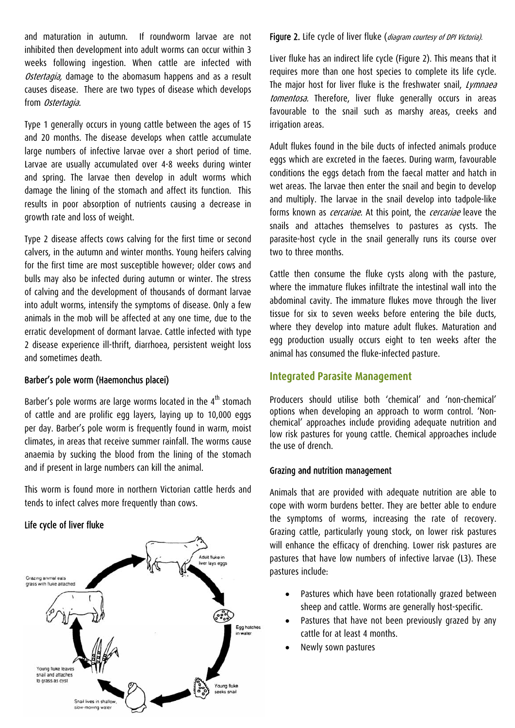and maturation in autumn. If roundworm larvae are not inhibited then development into adult worms can occur within 3 weeks following ingestion. When cattle are infected with *Ostertagia,* damage to the abomasum happens and as a result causes disease. There are two types of disease which develops from *Ostertagia*.

Type 1 generally occurs in young cattle between the ages of 15 and 20 months. The disease develops when cattle accumulate large numbers of infective larvae over a short period of time. Larvae are usually accumulated over 4-8 weeks during winter and spring. The larvae then develop in adult worms which damage the lining of the stomach and affect its function. This results in poor absorption of nutrients causing a decrease in growth rate and loss of weight.

Type 2 disease affects cows calving for the first time or second calvers, in the autumn and winter months. Young heifers calving for the first time are most susceptible however; older cows and bulls may also be infected during autumn or winter. The stress of calving and the development of thousands of dormant larvae into adult worms, intensify the symptoms of disease. Only a few animals in the mob will be affected at any one time, due to the erratic development of dormant larvae. Cattle infected with type 2 disease experience ill-thrift, diarrhoea, persistent weight loss and sometimes death.

### Barber's pole worm (Haemonchus placei)

Barber's pole worms are large worms located in the 4th stomach of cattle and are prolific egg layers, laying up to 10,000 eggs per day. Barber's pole worm is frequently found in warm, moist climates, in areas that receive summer rainfall. The worms cause anaemia by sucking the blood from the lining of the stomach and if present in large numbers can kill the animal.

This worm is found more in northern Victorian cattle herds and tends to infect calves more frequently than cows.

### Life cycle of liver fluke

Figure 2. Life cycle of liver fluke (*diagram courtesy of DPI Victoria).*

Liver fluke has an indirect life cycle (Figure 2). This means that it requires more than one host species to complete its life cycle. The major host for liver fluke is the freshwater snail, *Lymnaea tomentosa*. Therefore, liver fluke generally occurs in areas favourable to the snail such as marshy areas, creeks and irrigation areas.

Adult flukes found in the bile ducts of infected animals produce eggs which are excreted in the faeces. During warm, favourable conditions the eggs detach from the faecal matter and hatch in wet areas. The larvae then enter the snail and begin to develop and multiply. The larvae in the snail develop into tadpole-like forms known as *cercariae*. At this point, the *cercariae* leave the snails and attaches themselves to pastures as cysts. The parasite-host cycle in the snail generally runs its course over two to three months.

Cattle then consume the fluke cysts along with the pasture, where the immature flukes infiltrate the intestinal wall into the abdominal cavity. The immature flukes move through the liver tissue for six to seven weeks before entering the bile ducts, where they develop into mature adult flukes. Maturation and egg production usually occurs eight to ten weeks after the animal has consumed the fluke-infected pasture.

## Integrated Parasite Management

Producers should utilise both 'chemical' and 'non-chemical' options when developing an approach to worm control. 'Non-chemical' approaches include providing adequate nutrition and low risk pastures for young cattle. Chemical approaches include the use of drench.

### Grazing and nutrition management

Animals that are provided with adequate nutrition are able to cope with worm burdens better. They are better able to endure the symptoms of worms, increasing the rate of recovery. Grazing cattle, particularly young stock, on lower risk pastures will enhance the efficacy of drenching. Lower risk pastures are pastures that have low numbers of infective larvae (L3). These pastures include:

- Pastures which have been rotationally grazed between sheep and cattle. Worms are generally host-specific.
- Pastures that have not been previously grazed by any cattle for at least 4 months.
- Newly sown pastures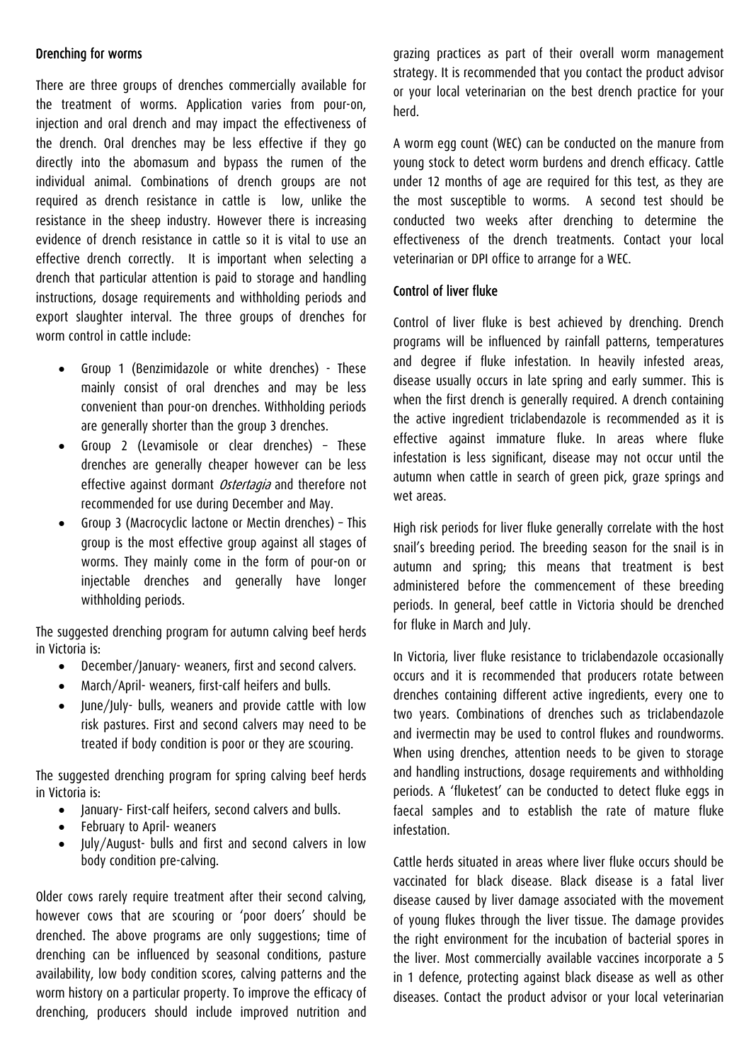### Drenching for worms

There are three groups of drenches commercially available for the treatment of worms. Application varies from pour-on, injection and oral drench and may impact the effectiveness of the drench. Oral drenches may be less effective if they go directly into the abomasum and bypass the rumen of the individual animal. Combinations of drench groups are not required as drench resistance in cattle is low, unlike the resistance in the sheep industry. However there is increasing evidence of drench resistance in cattle so it is vital to use an effective drench correctly. It is important when selecting a drench that particular attention is paid to storage and handling instructions, dosage requirements and withholding periods and export slaughter interval. The three groups of drenches for worm control in cattle include:

- Group 1 (Benzimidazole or white drenches) - These mainly consist of oral drenches and may be less convenient than pour-on drenches. Withholding periods are generally shorter than the group 3 drenches.
- Group 2 (Levamisole or clear drenches) – These drenches are generally cheaper however can be less effective against dormant *Ostertagia* and therefore not recommended for use during December and May.
- Group 3 (Macrocyclic lactone or Mectin drenches) – This group is the most effective group against all stages of worms. They mainly come in the form of pour-on or injectable drenches and generally have longer withholding periods.

The suggested drenching program for autumn calving beef herds in Victoria is:

- December/January- weaners, first and second calvers.
- March/April- weaners, first-calf heifers and bulls.
- June/July- bulls, weaners and provide cattle with low risk pastures. First and second calvers may need to be treated if body condition is poor or they are scouring.

The suggested drenching program for spring calving beef herds in Victoria is:

- January- First-calf heifers, second calvers and bulls.
- February to April- weaners
- July/August- bulls and first and second calvers in low body condition pre-calving.

Older cows rarely require treatment after their second calving, however cows that are scouring or 'poor doers' should be drenched. The above programs are only suggestions; time of drenching can be influenced by seasonal conditions, pasture availability, low body condition scores, calving patterns and the worm history on a particular property. To improve the efficacy of drenching, producers should include improved nutrition and grazing practices as part of their overall worm management strategy. It is recommended that you contact the product advisor or your local veterinarian on the best drench practice for your herd.

A worm egg count (WEC) can be conducted on the manure from young stock to detect worm burdens and drench efficacy. Cattle under 12 months of age are required for this test, as they are the most susceptible to worms. A second test should be conducted two weeks after drenching to determine the effectiveness of the drench treatments. Contact your local veterinarian or DPI office to arrange for a WEC.

### Control of liver fluke

Control of liver fluke is best achieved by drenching. Drench programs will be influenced by rainfall patterns, temperatures and degree if fluke infestation. In heavily infested areas, disease usually occurs in late spring and early summer. This is when the first drench is generally required. A drench containing the active ingredient triclabendazole is recommended as it is effective against immature fluke. In areas where fluke infestation is less significant, disease may not occur until the autumn when cattle in search of green pick, graze springs and wet areas.

High risk periods for liver fluke generally correlate with the host snail's breeding period. The breeding season for the snail is in autumn and spring; this means that treatment is best administered before the commencement of these breeding periods. In general, beef cattle in Victoria should be drenched for fluke in March and July.

In Victoria, liver fluke resistance to triclabendazole occasionally occurs and it is recommended that producers rotate between drenches containing different active ingredients, every one to two years. Combinations of drenches such as triclabendazole and ivermectin may be used to control flukes and roundworms. When using drenches, attention needs to be given to storage and handling instructions, dosage requirements and withholding periods. A 'fluketest' can be conducted to detect fluke eggs in faecal samples and to establish the rate of mature fluke infestation.

Cattle herds situated in areas where liver fluke occurs should be vaccinated for black disease. Black disease is a fatal liver disease caused by liver damage associated with the movement of young flukes through the liver tissue. The damage provides the right environment for the incubation of bacterial spores in the liver. Most commercially available vaccines incorporate a 5 in 1 defence, protecting against black disease as well as other diseases. Contact the product advisor or your local veterinarian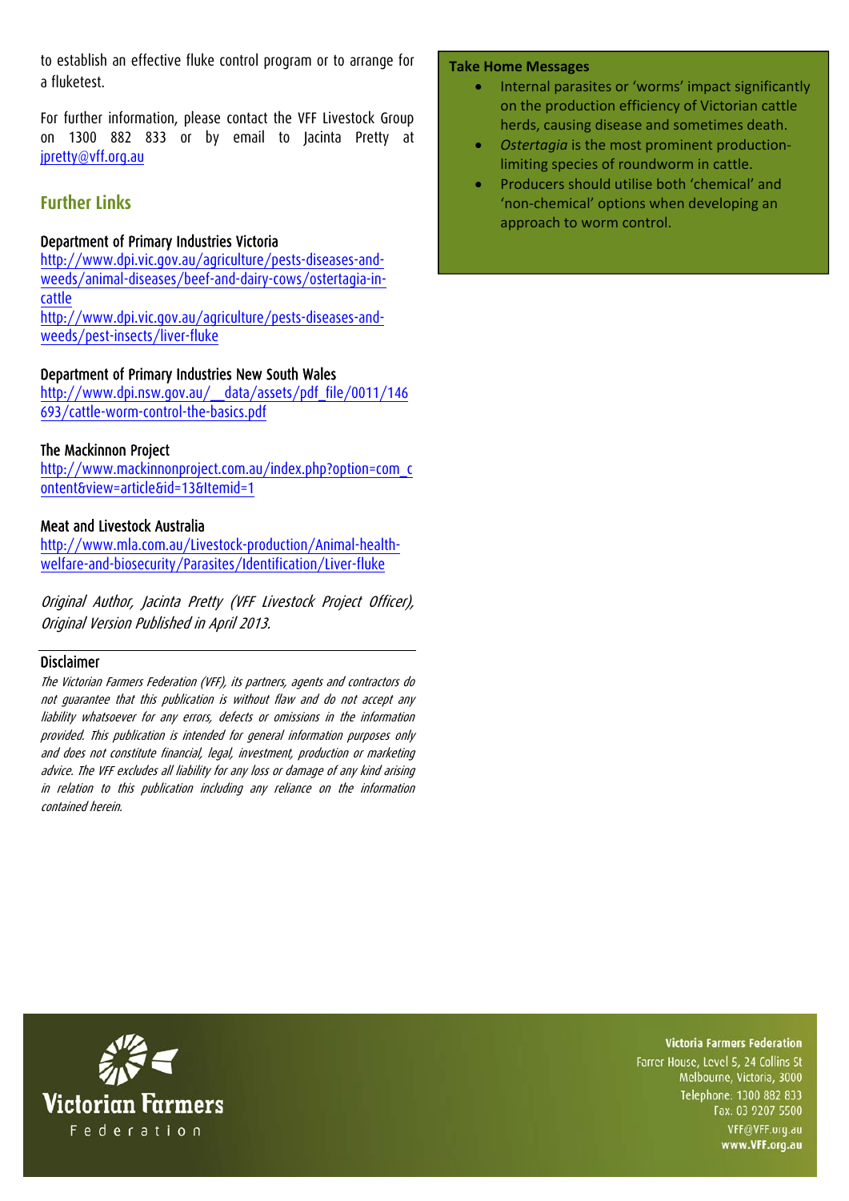to establish an effective fluke control program or to arrange for a fluketest.

For further information, please contact the VFF Livestock Group on 1300 882 833 or by email to Jacinta Pretty at jpretty@vff.org.au

## Further Links

### Department of Primary Industries Victoria

http://www.dpi.vic.gov.au/agriculture/pests-diseases-and-weeds/animal-diseases/beef-and-dairy-cows/ostertagia-in-cattle

http://www.dpi.vic.gov.au/agriculture/pests-diseases-and-weeds/pest-insects/liver-fluke

### Department of Primary Industries New South Wales

http://www.dpi.nsw.gov.au/__data/assets/pdf_file/0011/146693/cattle-worm-control-the-basics.pdf

### The Mackinnon Project

http://www.mackinnonproject.com.au/index.php?option=com_content&view=article&id=13&Itemid=1

### Meat and Livestock Australia

http://www.mla.com.au/Livestock-production/Animal-health-welfare-and-biosecurity/Parasites/Identification/Liver-fluke

*Original Author, Jacinta Pretty (VFF Livestock Project Officer), Original Version Published in April 2013.*

### Disclaimer

*The Victorian Farmers Federation (VFF), its partners, agents and contractors do not guarantee that this publication is without flaw and do not accept any liability whatsoever for any errors, defects or omissions in the information provided. This publication is intended for general information purposes only and does not constitute financial, legal, investment, production or marketing advice. The VFF excludes all liability for any loss or damage of any kind arising in relation to this publication including any reliance on the information contained herein.*

**Take Home Messages**

- Internal parasites or 'worms' impact significantly on the production efficiency of Victorian cattle herds, causing disease and sometimes death.
- *Ostertagia* is the most prominent production-limiting species of roundworm in cattle.
- Producers should utilise both 'chemical' and 'non-chemical' options when developing an approach to worm control.

Victorian Farmers Federation

**Victoria Farmers Federation**
Farrer House, Level 5, 24 Collins St
Melbourne, Victoria, 3000
Telephone: 1300 882 833
Fax: 03 9207 5500
VFF@VFF.org.au
**www.VFF.org.au**